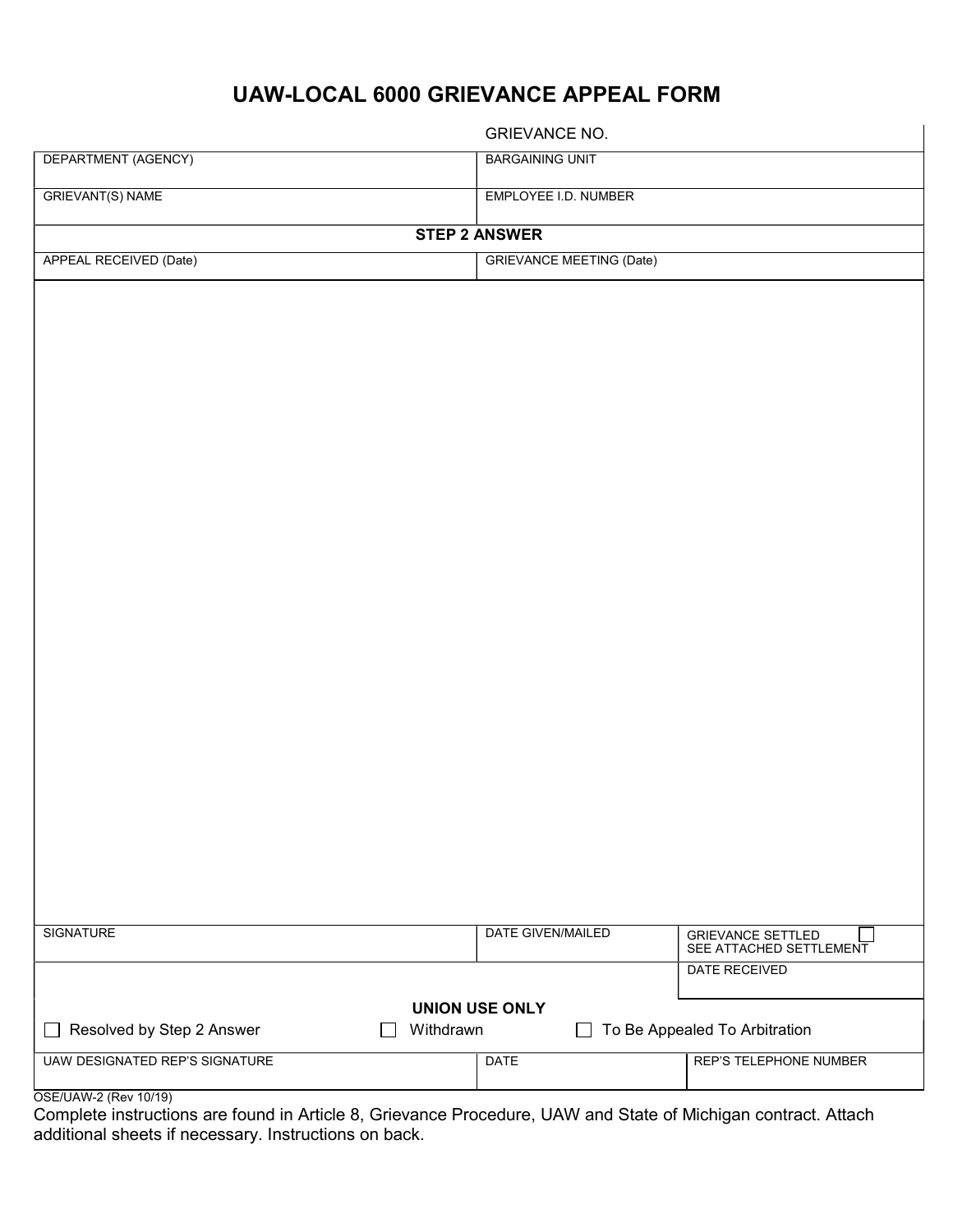# UAW-LOCAL 6000 GRIEVANCE APPEAL FORM

| | GRIEVANCE NO. |
|---|---|
| DEPARTMENT (AGENCY) | BARGAINING UNIT |
| GRIEVANT(S) NAME | EMPLOYEE I.D. NUMBER |

**STEP 2 ANSWER**

| APPEAL RECEIVED (Date) | GRIEVANCE MEETING (Date) |
|---|---|
| | |

| SIGNATURE | DATE GIVEN/MAILED | GRIEVANCE SETTLED ☐ SEE ATTACHED SETTLEMENT |
|---|---|---|
| | | DATE RECEIVED |

**UNION USE ONLY**

☐ Resolved by Step 2 Answer ☐ Withdrawn ☐ To Be Appealed To Arbitration

| UAW DESIGNATED REP'S SIGNATURE | DATE | REP'S TELEPHONE NUMBER |
|---|---|---|
| | | |

OSE/UAW-2 (Rev 10/19)

Complete instructions are found in Article 8, Grievance Procedure, UAW and State of Michigan contract. Attach additional sheets if necessary. Instructions on back.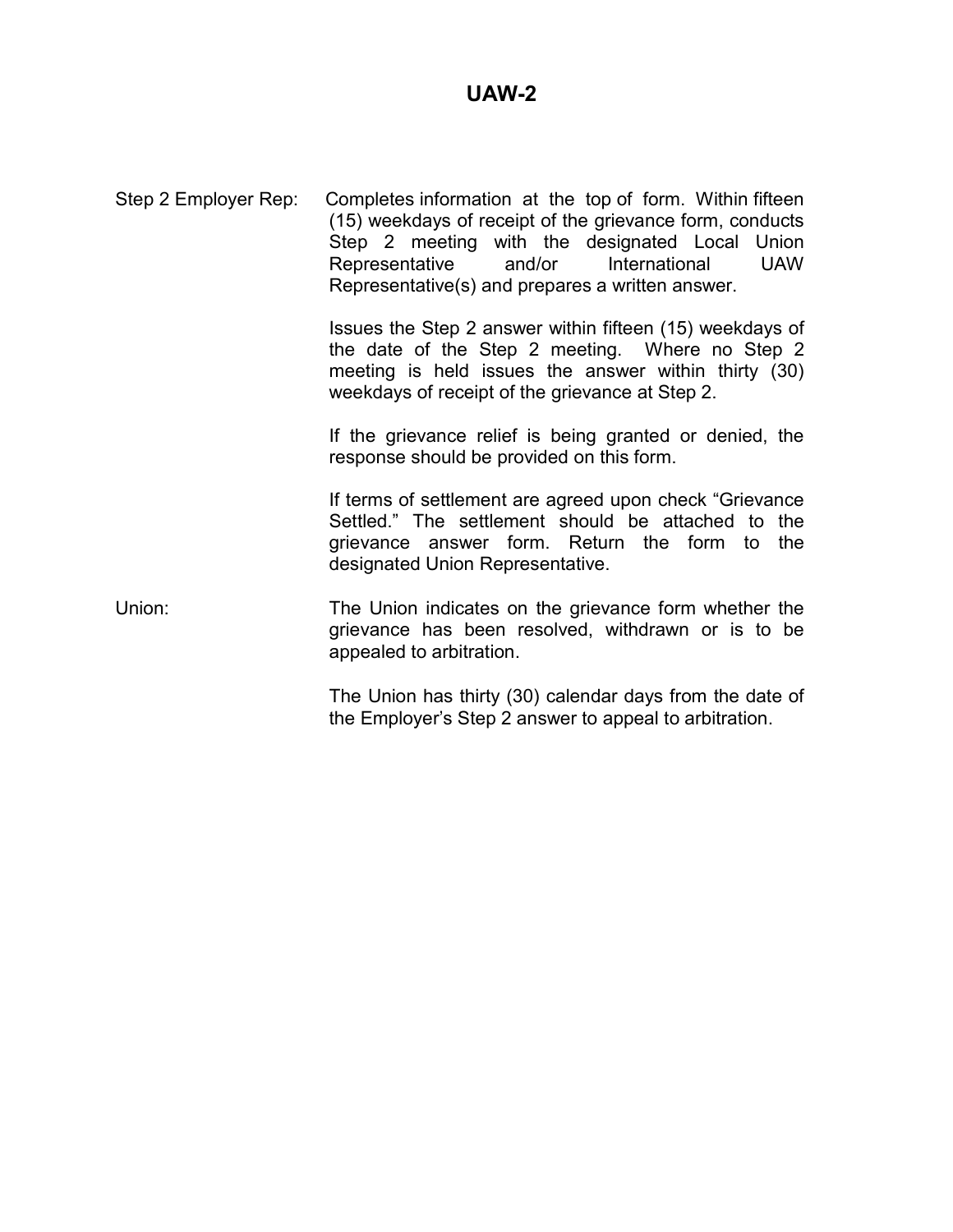## UAW-2

| | |
|---|---|
| Step 2 Employer Rep: | Completes information at the top of form. Within fifteen (15) weekdays of receipt of the grievance form, conducts Step 2 meeting with the designated Local Union Representative and/or International UAW Representative(s) and prepares a written answer.<br><br>Issues the Step 2 answer within fifteen (15) weekdays of the date of the Step 2 meeting. Where no Step 2 meeting is held issues the answer within thirty (30) weekdays of receipt of the grievance at Step 2.<br><br>If the grievance relief is being granted or denied, the response should be provided on this form.<br><br>If terms of settlement are agreed upon check "Grievance Settled." The settlement should be attached to the grievance answer form. Return the form to the designated Union Representative. |
| Union: | The Union indicates on the grievance form whether the grievance has been resolved, withdrawn or is to be appealed to arbitration.<br><br>The Union has thirty (30) calendar days from the date of the Employer's Step 2 answer to appeal to arbitration. |